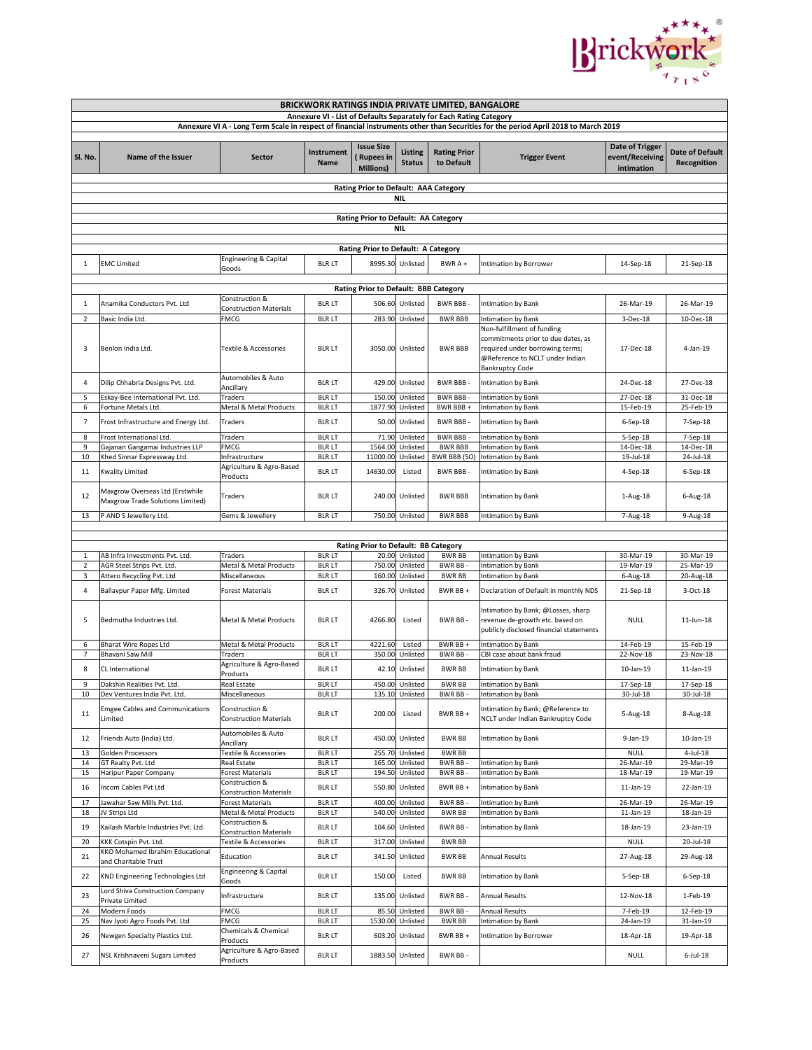# BRICKWORK RATINGS INDIA PRIVATE LIMITED, BANGALORE

## Annexure VI - List of Defaults Separately for Each Rating Category

### Annexure VI A - Long Term Scale in respect of financial instruments other than Securities for the period April 2018 to March 2019

| Sl. No. | Name of the Issuer | Sector | Instrument Name | Issue Size ( Rupees in Millions) | Listing Status | Rating Prior to Default | Trigger Event | Date of Trigger event/Receiving intimation | Date of Default Recognition |
|---|---|---|---|---|---|---|---|---|---|
| **Rating Prior to Default: AAA Category** | | | | | | | | | |
| NIL | | | | | | | | | |
| **Rating Prior to Default: AA Category** | | | | | | | | | |
| NIL | | | | | | | | | |
| **Rating Prior to Default: A Category** | | | | | | | | | |
| 1 | EMC Limited | Engineering & Capital Goods | BLR LT | 8995.30 | Unlisted | BWR A + | Intimation by Borrower | 14-Sep-18 | 21-Sep-18 |
| **Rating Prior to Default: BBB Category** | | | | | | | | | |
| 1 | Anamika Conductors Pvt. Ltd | Construction & Construction Materials | BLR LT | 506.60 | Unlisted | BWR BBB - | Intimation by Bank | 26-Mar-19 | 26-Mar-19 |
| 2 | Basic India Ltd. | FMCG | BLR LT | 283.90 | Unlisted | BWR BBB | Intimation by Bank | 3-Dec-18 | 10-Dec-18 |
| 3 | Benlon India Ltd. | Textile & Accessories | BLR LT | 3050.00 | Unlisted | BWR BBB | Non-fulfillment of funding commitments prior to due dates, as required under borrowing terms; @Reference to NCLT under Indian Bankruptcy Code | 17-Dec-18 | 4-Jan-19 |
| 4 | Dilip Chhabria Designs Pvt. Ltd. | Automobiles & Auto Ancillary | BLR LT | 429.00 | Unlisted | BWR BBB - | Intimation by Bank | 24-Dec-18 | 27-Dec-18 |
| 5 | Eskay-Bee International Pvt. Ltd. | Traders | BLR LT | 150.00 | Unlisted | BWR BBB - | Intimation by Bank | 27-Dec-18 | 31-Dec-18 |
| 6 | Fortune Metals Ltd. | Metal & Metal Products | BLR LT | 1877.90 | Unlisted | BWR BBB + | Intimation by Bank | 15-Feb-19 | 25-Feb-19 |
| 7 | Frost Infrastructure and Energy Ltd. | Traders | BLR LT | 50.00 | Unlisted | BWR BBB - | Intimation by Bank | 6-Sep-18 | 7-Sep-18 |
| 8 | Frost International Ltd. | Traders | BLR LT | 71.90 | Unlisted | BWR BBB - | Intimation by Bank | 5-Sep-18 | 7-Sep-18 |
| 9 | Gajanan Gangamai Industries LLP | FMCG | BLR LT | 1564.00 | Unlisted | BWR BBB | Intimation by Bank | 14-Dec-18 | 14-Dec-18 |
| 10 | Khed Sinnar Expressway Ltd. | Infrastructure | BLR LT | 11000.00 | Unlisted | BWR BBB (SO) | Intimation by Bank | 19-Jul-18 | 24-Jul-18 |
| 11 | Kwality Limited | Agriculture & Agro-Based Products | BLR LT | 14630.00 | Listed | BWR BBB - | Intimation by Bank | 4-Sep-18 | 6-Sep-18 |
| 12 | Maxgrow Overseas Ltd (Erstwhile Maxgrow Trade Solutions Limited) | Traders | BLR LT | 240.00 | Unlisted | BWR BBB | Intimation by Bank | 1-Aug-18 | 6-Aug-18 |
| 13 | P AND S Jewellery Ltd. | Gems & Jewellery | BLR LT | 750.00 | Unlisted | BWR BBB | Intimation by Bank | 7-Aug-18 | 9-Aug-18 |
| **Rating Prior to Default: BB Category** | | | | | | | | | |
| 1 | AB Infra Investments Pvt. Ltd. | Traders | BLR LT | 20.00 | Unlisted | BWR BB | Intimation by Bank | 30-Mar-19 | 30-Mar-19 |
| 2 | AGR Steel Strips Pvt. Ltd. | Metal & Metal Products | BLR LT | 750.00 | Unlisted | BWR BB - | Intimation by Bank | 19-Mar-19 | 25-Mar-19 |
| 3 | Attero Recycling Pvt. Ltd | Miscellaneous | BLR LT | 160.00 | Unlisted | BWR BB | Intimation by Bank | 6-Aug-18 | 20-Aug-18 |
| 4 | Ballavpur Paper Mfg. Limited | Forest Materials | BLR LT | 326.70 | Unlisted | BWR BB + | Declaration of Default in monthly NDS | 21-Sep-18 | 3-Oct-18 |
| 5 | Bedmutha Industries Ltd. | Metal & Metal Products | BLR LT | 4266.80 | Listed | BWR BB - | Intimation by Bank; @Losses, sharp revenue de-growth etc. based on publicly disclosed financial statements | NULL | 11-Jun-18 |
| 6 | Bharat Wire Ropes Ltd | Metal & Metal Products | BLR LT | 4221.60 | Listed | BWR BB + | Intimation by Bank | 14-Feb-19 | 15-Feb-19 |
| 7 | Bhavani Saw Mill | Traders | BLR LT | 350.00 | Unlisted | BWR BB - | CBI case about bank fraud | 22-Nov-18 | 23-Nov-18 |
| 8 | CL International | Agriculture & Agro-Based Products | BLR LT | 42.10 | Unlisted | BWR BB | Intimation by Bank | 10-Jan-19 | 11-Jan-19 |
| 9 | Dakshin Realities Pvt. Ltd. | Real Estate | BLR LT | 450.00 | Unlisted | BWR BB | Intimation by Bank | 17-Sep-18 | 17-Sep-18 |
| 10 | Dev Ventures India Pvt. Ltd. | Miscellaneous | BLR LT | 135.10 | Unlisted | BWR BB - | Intimation by Bank | 30-Jul-18 | 30-Jul-18 |
| 11 | Emgee Cables and Communications Limited | Construction & Construction Materials | BLR LT | 200.00 | Listed | BWR BB + | Intimation by Bank; @Reference to NCLT under Indian Bankruptcy Code | 5-Aug-18 | 8-Aug-18 |
| 12 | Friends Auto (India) Ltd. | Automobiles & Auto Ancillary | BLR LT | 450.00 | Unlisted | BWR BB | Intimation by Bank | 9-Jan-19 | 10-Jan-19 |
| 13 | Golden Processors | Textile & Accessories | BLR LT | 255.70 | Unlisted | BWR BB | | NULL | 4-Jul-18 |
| 14 | GT Realty Pvt. Ltd | Real Estate | BLR LT | 165.00 | Unlisted | BWR BB - | Intimation by Bank | 26-Mar-19 | 29-Mar-19 |
| 15 | Haripur Paper Company | Forest Materials | BLR LT | 194.50 | Unlisted | BWR BB - | Intimation by Bank | 18-Mar-19 | 19-Mar-19 |
| 16 | Incom Cables Pvt Ltd | Construction & Construction Materials | BLR LT | 550.80 | Unlisted | BWR BB + | Intimation by Bank | 11-Jan-19 | 22-Jan-19 |
| 17 | Jawahar Saw Mills Pvt. Ltd. | Forest Materials | BLR LT | 400.00 | Unlisted | BWR BB - | Intimation by Bank | 26-Mar-19 | 26-Mar-19 |
| 18 | JV Strips Ltd | Metal & Metal Products | BLR LT | 540.00 | Unlisted | BWR BB | Intimation by Bank | 11-Jan-19 | 18-Jan-19 |
| 19 | Kailash Marble Industries Pvt. Ltd. | Construction & Construction Materials | BLR LT | 104.60 | Unlisted | BWR BB - | Intimation by Bank | 18-Jan-19 | 23-Jan-19 |
| 20 | KKK Cotspin Pvt. Ltd. | Textile & Accessories | BLR LT | 317.00 | Unlisted | BWR BB | | NULL | 20-Jul-18 |
| 21 | KKO Mohamed Ibrahim Educational and Charitable Trust | Education | BLR LT | 341.50 | Unlisted | BWR BB | Annual Results | 27-Aug-18 | 29-Aug-18 |
| 22 | KND Engineering Technologies Ltd | Engineering & Capital Goods | BLR LT | 150.00 | Listed | BWR BB | Intimation by Bank | 5-Sep-18 | 6-Sep-18 |
| 23 | Lord Shiva Construction Company Private Limited | Infrastructure | BLR LT | 135.00 | Unlisted | BWR BB - | Annual Results | 12-Nov-18 | 1-Feb-19 |
| 24 | Modern Foods | FMCG | BLR LT | 85.50 | Unlisted | BWR BB - | Annual Results | 7-Feb-19 | 12-Feb-19 |
| 25 | Nav Jyoti Agro Foods Pvt. Ltd | FMCG | BLR LT | 1530.00 | Unlisted | BWR BB | Intimation by Bank | 24-Jan-19 | 31-Jan-19 |
| 26 | Newgen Specialty Plastics Ltd. | Chemicals & Chemical Products | BLR LT | 603.20 | Unlisted | BWR BB + | Intimation by Borrower | 18-Apr-18 | 19-Apr-18 |
| 27 | NSL Krishnaveni Sugars Limited | Agriculture & Agro-Based Products | BLR LT | 1883.50 | Unlisted | BWR BB - | | NULL | 6-Jul-18 |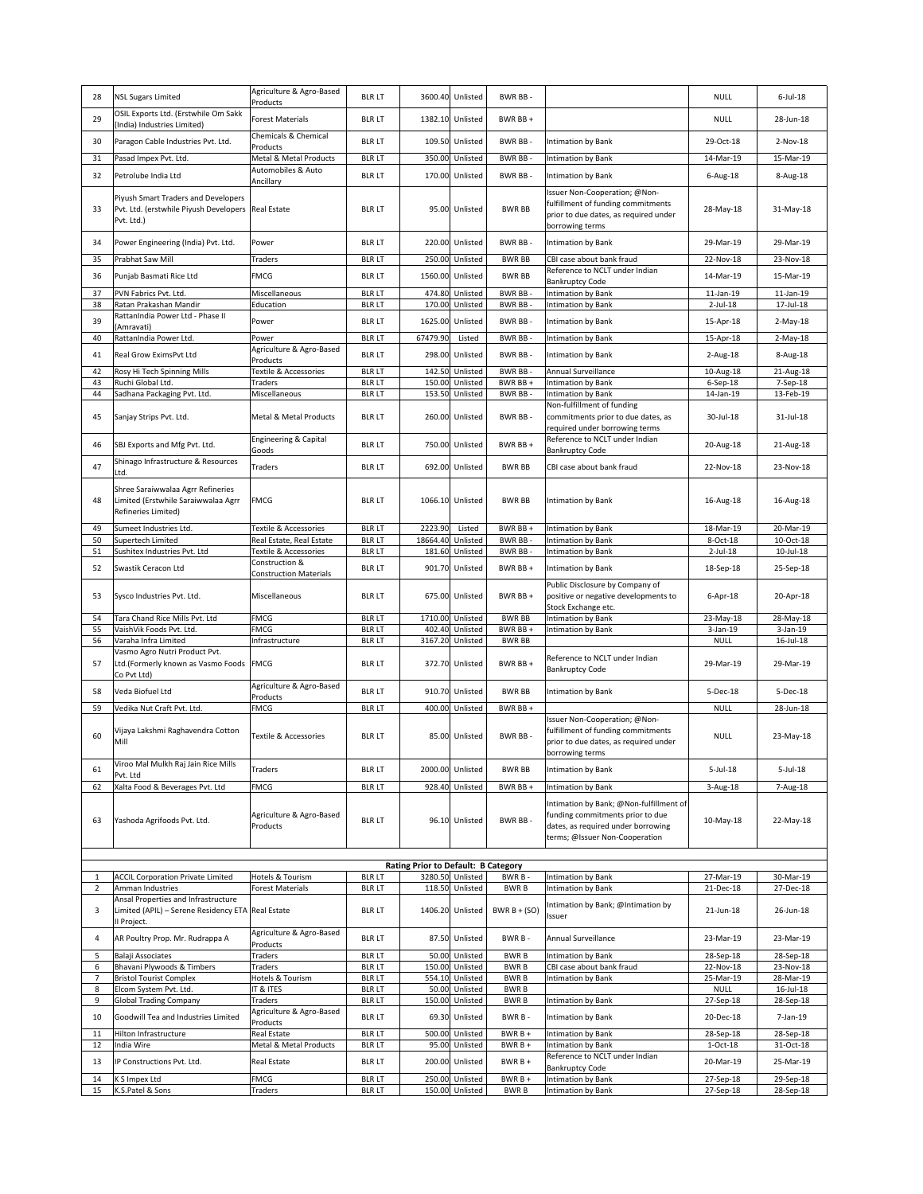| | | | | | | | | | |
|---|---|---|---|---|---|---|---|---|---|
| 28 | NSL Sugars Limited | Agriculture & Agro-Based Products | BLR LT | 3600.40 | Unlisted | BWR BB - | | NULL | 6-Jul-18 |
| 29 | OSIL Exports Ltd. (Erstwhile Om Sakk (India) Industries Limited) | Forest Materials | BLR LT | 1382.10 | Unlisted | BWR BB + | | NULL | 28-Jun-18 |
| 30 | Paragon Cable Industries Pvt. Ltd. | Chemicals & Chemical Products | BLR LT | 109.50 | Unlisted | BWR BB - | Intimation by Bank | 29-Oct-18 | 2-Nov-18 |
| 31 | Pasad Impex Pvt. Ltd. | Metal & Metal Products | BLR LT | 350.00 | Unlisted | BWR BB - | Intimation by Bank | 14-Mar-19 | 15-Mar-19 |
| 32 | Petrolube India Ltd | Automobiles & Auto Ancillary | BLR LT | 170.00 | Unlisted | BWR BB - | Intimation by Bank | 6-Aug-18 | 8-Aug-18 |
| 33 | Piyush Smart Traders and Developers Pvt. Ltd. (erstwhile Piyush Developers Pvt. Ltd.) | Real Estate | BLR LT | 95.00 | Unlisted | BWR BB | Issuer Non-Cooperation; @Non-fulfillment of funding commitments prior to due dates, as required under borrowing terms | 28-May-18 | 31-May-18 |
| 34 | Power Engineering (India) Pvt. Ltd. | Power | BLR LT | 220.00 | Unlisted | BWR BB - | Intimation by Bank | 29-Mar-19 | 29-Mar-19 |
| 35 | Prabhat Saw Mill | Traders | BLR LT | 250.00 | Unlisted | BWR BB | CBI case about bank fraud | 22-Nov-18 | 23-Nov-18 |
| 36 | Punjab Basmati Rice Ltd | FMCG | BLR LT | 1560.00 | Unlisted | BWR BB | Reference to NCLT under Indian Bankruptcy Code | 14-Mar-19 | 15-Mar-19 |
| 37 | PVN Fabrics Pvt. Ltd. | Miscellaneous | BLR LT | 474.80 | Unlisted | BWR BB - | Intimation by Bank | 11-Jan-19 | 11-Jan-19 |
| 38 | Ratan Prakashan Mandir | Education | BLR LT | 170.00 | Unlisted | BWR BB - | Intimation by Bank | 2-Jul-18 | 17-Jul-18 |
| 39 | RattanIndia Power Ltd - Phase II (Amravati) | Power | BLR LT | 1625.00 | Unlisted | BWR BB - | Intimation by Bank | 15-Apr-18 | 2-May-18 |
| 40 | RattanIndia Power Ltd. | Power | BLR LT | 67479.90 | Listed | BWR BB - | Intimation by Bank | 15-Apr-18 | 2-May-18 |
| 41 | Real Grow EximsPvt Ltd | Agriculture & Agro-Based Products | BLR LT | 298.00 | Unlisted | BWR BB - | Intimation by Bank | 2-Aug-18 | 8-Aug-18 |
| 42 | Rosy Hi Tech Spinning Mills | Textile & Accessories | BLR LT | 142.50 | Unlisted | BWR BB - | Annual Surveillance | 10-Aug-18 | 21-Aug-18 |
| 43 | Ruchi Global Ltd. | Traders | BLR LT | 150.00 | Unlisted | BWR BB + | Intimation by Bank | 6-Sep-18 | 7-Sep-18 |
| 44 | Sadhana Packaging Pvt. Ltd. | Miscellaneous | BLR LT | 153.50 | Unlisted | BWR BB - | Intimation by Bank | 14-Jan-19 | 13-Feb-19 |
| 45 | Sanjay Strips Pvt. Ltd. | Metal & Metal Products | BLR LT | 260.00 | Unlisted | BWR BB - | Non-fulfillment of funding commitments prior to due dates, as required under borrowing terms | 30-Jul-18 | 31-Jul-18 |
| 46 | SBJ Exports and Mfg Pvt. Ltd. | Engineering & Capital Goods | BLR LT | 750.00 | Unlisted | BWR BB + | Reference to NCLT under Indian Bankruptcy Code | 20-Aug-18 | 21-Aug-18 |
| 47 | Shinago Infrastructure & Resources Ltd. | Traders | BLR LT | 692.00 | Unlisted | BWR BB | CBI case about bank fraud | 22-Nov-18 | 23-Nov-18 |
| 48 | Shree Saraiwwalaa Agrr Refineries Limited (Erstwhile Saraiwwalaa Agrr Refineries Limited) | FMCG | BLR LT | 1066.10 | Unlisted | BWR BB | Intimation by Bank | 16-Aug-18 | 16-Aug-18 |
| 49 | Sumeet Industries Ltd. | Textile & Accessories | BLR LT | 2223.90 | Listed | BWR BB + | Intimation by Bank | 18-Mar-19 | 20-Mar-19 |
| 50 | Supertech Limited | Real Estate, Real Estate | BLR LT | 18664.40 | Unlisted | BWR BB - | Intimation by Bank | 8-Oct-18 | 10-Oct-18 |
| 51 | Sushitex Industries Pvt. Ltd | Textile & Accessories | BLR LT | 181.60 | Unlisted | BWR BB - | Intimation by Bank | 2-Jul-18 | 10-Jul-18 |
| 52 | Swastik Ceracon Ltd | Construction & Construction Materials | BLR LT | 901.70 | Unlisted | BWR BB + | Intimation by Bank | 18-Sep-18 | 25-Sep-18 |
| 53 | Sysco Industries Pvt. Ltd. | Miscellaneous | BLR LT | 675.00 | Unlisted | BWR BB + | Public Disclosure by Company of positive or negative developments to Stock Exchange etc. | 6-Apr-18 | 20-Apr-18 |
| 54 | Tara Chand Rice Mills Pvt. Ltd | FMCG | BLR LT | 1710.00 | Unlisted | BWR BB | Intimation by Bank | 23-May-18 | 28-May-18 |
| 55 | VaishVik Foods Pvt. Ltd. | FMCG | BLR LT | 402.40 | Unlisted | BWR BB + | Intimation by Bank | 3-Jan-19 | 3-Jan-19 |
| 56 | Varaha Infra Limited | Infrastructure | BLR LT | 3167.20 | Unlisted | BWR BB | | NULL | 16-Jul-18 |
| 57 | Vasmo Agro Nutri Product Pvt. Ltd.(Formerly known as Vasmo Foods Co Pvt Ltd) | FMCG | BLR LT | 372.70 | Unlisted | BWR BB + | Reference to NCLT under Indian Bankruptcy Code | 29-Mar-19 | 29-Mar-19 |
| 58 | Veda Biofuel Ltd | Agriculture & Agro-Based Products | BLR LT | 910.70 | Unlisted | BWR BB | Intimation by Bank | 5-Dec-18 | 5-Dec-18 |
| 59 | Vedika Nut Craft Pvt. Ltd. | FMCG | BLR LT | 400.00 | Unlisted | BWR BB + | | NULL | 28-Jun-18 |
| 60 | Vijaya Lakshmi Raghavendra Cotton Mill | Textile & Accessories | BLR LT | 85.00 | Unlisted | BWR BB - | Issuer Non-Cooperation; @Non-fulfillment of funding commitments prior to due dates, as required under borrowing terms | NULL | 23-May-18 |
| 61 | Viroo Mal Mulkh Raj Jain Rice Mills Pvt. Ltd | Traders | BLR LT | 2000.00 | Unlisted | BWR BB | Intimation by Bank | 5-Jul-18 | 5-Jul-18 |
| 62 | Xalta Food & Beverages Pvt. Ltd | FMCG | BLR LT | 928.40 | Unlisted | BWR BB + | Intimation by Bank | 3-Aug-18 | 7-Aug-18 |
| 63 | Yashoda Agrifoods Pvt. Ltd. | Agriculture & Agro-Based Products | BLR LT | 96.10 | Unlisted | BWR BB - | Intimation by Bank; @Non-fulfillment of funding commitments prior to due dates, as required under borrowing terms; @Issuer Non-Cooperation | 10-May-18 | 22-May-18 |
| | | | | **Rating Prior to Default: B Category** | | | | | |
| 1 | ACCIL Corporation Private Limited | Hotels & Tourism | BLR LT | 3280.50 | Unlisted | BWR B - | Intimation by Bank | 27-Mar-19 | 30-Mar-19 |
| 2 | Amman Industries | Forest Materials | BLR LT | 118.50 | Unlisted | BWR B | Intimation by Bank | 21-Dec-18 | 27-Dec-18 |
| 3 | Ansal Properties and Infrastructure Limited (APIL) – Serene Residency ETA II Project. | Real Estate | BLR LT | 1406.20 | Unlisted | BWR B + (SO) | Intimation by Bank; @Intimation by Issuer | 21-Jun-18 | 26-Jun-18 |
| 4 | AR Poultry Prop. Mr. Rudrappa A | Agriculture & Agro-Based Products | BLR LT | 87.50 | Unlisted | BWR B - | Annual Surveillance | 23-Mar-19 | 23-Mar-19 |
| 5 | Balaji Associates | Traders | BLR LT | 50.00 | Unlisted | BWR B | Intimation by Bank | 28-Sep-18 | 28-Sep-18 |
| 6 | Bhavani Plywoods & Timbers | Traders | BLR LT | 150.00 | Unlisted | BWR B | CBI case about bank fraud | 22-Nov-18 | 23-Nov-18 |
| 7 | Bristol Tourist Complex | Hotels & Tourism | BLR LT | 554.10 | Unlisted | BWR B | Intimation by Bank | 25-Mar-19 | 28-Mar-19 |
| 8 | Elcom System Pvt. Ltd. | IT & ITES | BLR LT | 50.00 | Unlisted | BWR B | | NULL | 16-Jul-18 |
| 9 | Global Trading Company | Traders | BLR LT | 150.00 | Unlisted | BWR B | Intimation by Bank | 27-Sep-18 | 28-Sep-18 |
| 10 | Goodwill Tea and Industries Limited | Agriculture & Agro-Based Products | BLR LT | 69.30 | Unlisted | BWR B - | Intimation by Bank | 20-Dec-18 | 7-Jan-19 |
| 11 | Hilton Infrastructure | Real Estate | BLR LT | 500.00 | Unlisted | BWR B + | Intimation by Bank | 28-Sep-18 | 28-Sep-18 |
| 12 | India Wire | Metal & Metal Products | BLR LT | 95.00 | Unlisted | BWR B + | Intimation by Bank | 1-Oct-18 | 31-Oct-18 |
| 13 | IP Constructions Pvt. Ltd. | Real Estate | BLR LT | 200.00 | Unlisted | BWR B + | Reference to NCLT under Indian Bankruptcy Code | 20-Mar-19 | 25-Mar-19 |
| 14 | K S Impex Ltd | FMCG | BLR LT | 250.00 | Unlisted | BWR B + | Intimation by Bank | 27-Sep-18 | 29-Sep-18 |
| 15 | K.S.Patel & Sons | Traders | BLR LT | 150.00 | Unlisted | BWR B | Intimation by Bank | 27-Sep-18 | 28-Sep-18 |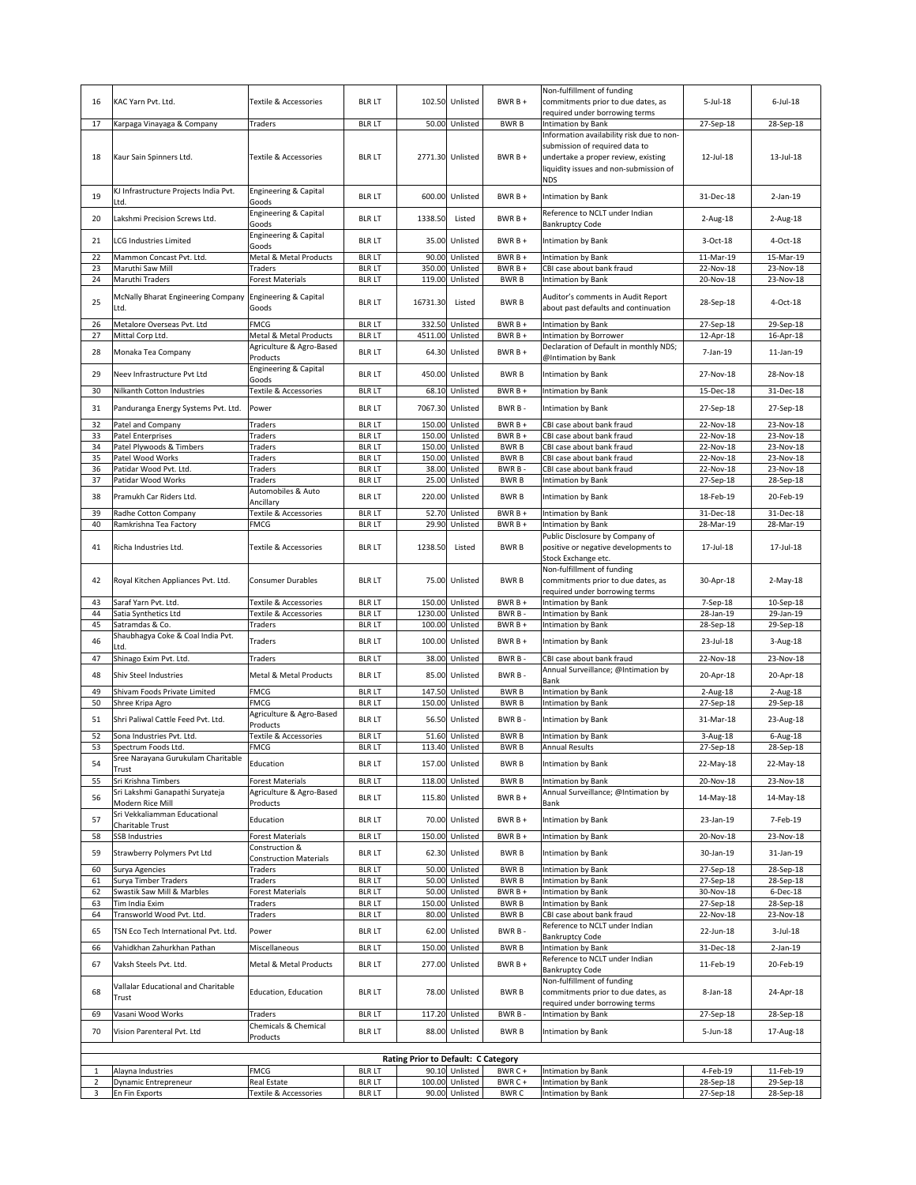| | | | | | | | | | |
|---|---|---|---|---|---|---|---|---|---|
| 16 | KAC Yarn Pvt. Ltd. | Textile & Accessories | BLR LT | 102.50 | Unlisted | BWR B + | Non-fulfillment of funding commitments prior to due dates, as required under borrowing terms | 5-Jul-18 | 6-Jul-18 |
| 17 | Karpaga Vinayaga & Company | Traders | BLR LT | 50.00 | Unlisted | BWR B | Intimation by Bank | 27-Sep-18 | 28-Sep-18 |
| 18 | Kaur Sain Spinners Ltd. | Textile & Accessories | BLR LT | 2771.30 | Unlisted | BWR B + | Information availability risk due to non-submission of required data to undertake a proper review, existing liquidity issues and non-submission of NDS | 12-Jul-18 | 13-Jul-18 |
| 19 | KJ Infrastructure Projects India Pvt. Ltd. | Engineering & Capital Goods | BLR LT | 600.00 | Unlisted | BWR B + | Intimation by Bank | 31-Dec-18 | 2-Jan-19 |
| 20 | Lakshmi Precision Screws Ltd. | Engineering & Capital Goods | BLR LT | 1338.50 | Listed | BWR B + | Reference to NCLT under Indian Bankruptcy Code | 2-Aug-18 | 2-Aug-18 |
| 21 | LCG Industries Limited | Engineering & Capital Goods | BLR LT | 35.00 | Unlisted | BWR B + | Intimation by Bank | 3-Oct-18 | 4-Oct-18 |
| 22 | Mammon Concast Pvt. Ltd. | Metal & Metal Products | BLR LT | 90.00 | Unlisted | BWR B + | Intimation by Bank | 11-Mar-19 | 15-Mar-19 |
| 23 | Maruthi Saw Mill | Traders | BLR LT | 350.00 | Unlisted | BWR B + | CBI case about bank fraud | 22-Nov-18 | 23-Nov-18 |
| 24 | Maruthi Traders | Forest Materials | BLR LT | 119.00 | Unlisted | BWR B | Intimation by Bank | 20-Nov-18 | 23-Nov-18 |
| 25 | McNally Bharat Engineering Company Ltd. | Engineering & Capital Goods | BLR LT | 16731.30 | Listed | BWR B | Auditor's comments in Audit Report about past defaults and continuation | 28-Sep-18 | 4-Oct-18 |
| 26 | Metalore Overseas Pvt. Ltd | FMCG | BLR LT | 332.50 | Unlisted | BWR B + | Intimation by Bank | 27-Sep-18 | 29-Sep-18 |
| 27 | Mittal Corp Ltd. | Metal & Metal Products | BLR LT | 4511.00 | Unlisted | BWR B + | Intimation by Borrower | 12-Apr-18 | 16-Apr-18 |
| 28 | Monaka Tea Company | Agriculture & Agro-Based Products | BLR LT | 64.30 | Unlisted | BWR B + | Declaration of Default in monthly NDS; @Intimation by Bank | 7-Jan-19 | 11-Jan-19 |
| 29 | Neev Infrastructure Pvt Ltd | Engineering & Capital Goods | BLR LT | 450.00 | Unlisted | BWR B | Intimation by Bank | 27-Nov-18 | 28-Nov-18 |
| 30 | Nilkanth Cotton Industries | Textile & Accessories | BLR LT | 68.10 | Unlisted | BWR B + | Intimation by Bank | 15-Dec-18 | 31-Dec-18 |
| 31 | Panduranga Energy Systems Pvt. Ltd. | Power | BLR LT | 7067.30 | Unlisted | BWR B - | Intimation by Bank | 27-Sep-18 | 27-Sep-18 |
| 32 | Patel and Company | Traders | BLR LT | 150.00 | Unlisted | BWR B + | CBI case about bank fraud | 22-Nov-18 | 23-Nov-18 |
| 33 | Patel Enterprises | Traders | BLR LT | 150.00 | Unlisted | BWR B + | CBI case about bank fraud | 22-Nov-18 | 23-Nov-18 |
| 34 | Patel Plywoods & Timbers | Traders | BLR LT | 150.00 | Unlisted | BWR B | CBI case about bank fraud | 22-Nov-18 | 23-Nov-18 |
| 35 | Patel Wood Works | Traders | BLR LT | 150.00 | Unlisted | BWR B | CBI case about bank fraud | 22-Nov-18 | 23-Nov-18 |
| 36 | Patidar Wood Pvt. Ltd. | Traders | BLR LT | 38.00 | Unlisted | BWR B - | CBI case about bank fraud | 22-Nov-18 | 23-Nov-18 |
| 37 | Patidar Wood Works | Traders | BLR LT | 25.00 | Unlisted | BWR B | Intimation by Bank | 27-Sep-18 | 28-Sep-18 |
| 38 | Pramukh Car Riders Ltd. | Automobiles & Auto Ancillary | BLR LT | 220.00 | Unlisted | BWR B | Intimation by Bank | 18-Feb-19 | 20-Feb-19 |
| 39 | Radhe Cotton Company | Textile & Accessories | BLR LT | 52.70 | Unlisted | BWR B + | Intimation by Bank | 31-Dec-18 | 31-Dec-18 |
| 40 | Ramkrishna Tea Factory | FMCG | BLR LT | 29.90 | Unlisted | BWR B + | Intimation by Bank | 28-Mar-19 | 28-Mar-19 |
| 41 | Richa Industries Ltd. | Textile & Accessories | BLR LT | 1238.50 | Listed | BWR B | Public Disclosure by Company of positive or negative developments to Stock Exchange etc. | 17-Jul-18 | 17-Jul-18 |
| 42 | Royal Kitchen Appliances Pvt. Ltd. | Consumer Durables | BLR LT | 75.00 | Unlisted | BWR B | Non-fulfillment of funding commitments prior to due dates, as required under borrowing terms | 30-Apr-18 | 2-May-18 |
| 43 | Saraf Yarn Pvt. Ltd. | Textile & Accessories | BLR LT | 150.00 | Unlisted | BWR B + | Intimation by Bank | 7-Sep-18 | 10-Sep-18 |
| 44 | Satia Synthetics Ltd | Textile & Accessories | BLR LT | 1230.00 | Unlisted | BWR B - | Intimation by Bank | 28-Jan-19 | 29-Jan-19 |
| 45 | Satramdas & Co. | Traders | BLR LT | 100.00 | Unlisted | BWR B + | Intimation by Bank | 28-Sep-18 | 29-Sep-18 |
| 46 | Shaubhagya Coke & Coal India Pvt. Ltd. | Traders | BLR LT | 100.00 | Unlisted | BWR B + | Intimation by Bank | 23-Jul-18 | 3-Aug-18 |
| 47 | Shinago Exim Pvt. Ltd. | Traders | BLR LT | 38.00 | Unlisted | BWR B - | CBI case about bank fraud | 22-Nov-18 | 23-Nov-18 |
| 48 | Shiv Steel Industries | Metal & Metal Products | BLR LT | 85.00 | Unlisted | BWR B - | Annual Surveillance; @Intimation by Bank | 20-Apr-18 | 20-Apr-18 |
| 49 | Shivam Foods Private Limited | FMCG | BLR LT | 147.50 | Unlisted | BWR B | Intimation by Bank | 2-Aug-18 | 2-Aug-18 |
| 50 | Shree Kripa Agro | FMCG | BLR LT | 150.00 | Unlisted | BWR B | Intimation by Bank | 27-Sep-18 | 29-Sep-18 |
| 51 | Shri Paliwal Cattle Feed Pvt. Ltd. | Agriculture & Agro-Based Products | BLR LT | 56.50 | Unlisted | BWR B - | Intimation by Bank | 31-Mar-18 | 23-Aug-18 |
| 52 | Sona Industries Pvt. Ltd. | Textile & Accessories | BLR LT | 51.60 | Unlisted | BWR B | Intimation by Bank | 3-Aug-18 | 6-Aug-18 |
| 53 | Spectrum Foods Ltd. | FMCG | BLR LT | 113.40 | Unlisted | BWR B | Annual Results | 27-Sep-18 | 28-Sep-18 |
| 54 | Sree Narayana Gurukulam Charitable Trust | Education | BLR LT | 157.00 | Unlisted | BWR B | Intimation by Bank | 22-May-18 | 22-May-18 |
| 55 | Sri Krishna Timbers | Forest Materials | BLR LT | 118.00 | Unlisted | BWR B | Intimation by Bank | 20-Nov-18 | 23-Nov-18 |
| 56 | Sri Lakshmi Ganapathi Suryateja Modern Rice Mill | Agriculture & Agro-Based Products | BLR LT | 115.80 | Unlisted | BWR B + | Annual Surveillance; @Intimation by Bank | 14-May-18 | 14-May-18 |
| 57 | Sri Vekkaliamman Educational Charitable Trust | Education | BLR LT | 70.00 | Unlisted | BWR B + | Intimation by Bank | 23-Jan-19 | 7-Feb-19 |
| 58 | SSB Industries | Forest Materials | BLR LT | 150.00 | Unlisted | BWR B + | Intimation by Bank | 20-Nov-18 | 23-Nov-18 |
| 59 | Strawberry Polymers Pvt Ltd | Construction & Construction Materials | BLR LT | 62.30 | Unlisted | BWR B | Intimation by Bank | 30-Jan-19 | 31-Jan-19 |
| 60 | Surya Agencies | Traders | BLR LT | 50.00 | Unlisted | BWR B | Intimation by Bank | 27-Sep-18 | 28-Sep-18 |
| 61 | Surya Timber Traders | Traders | BLR LT | 50.00 | Unlisted | BWR B | Intimation by Bank | 27-Sep-18 | 28-Sep-18 |
| 62 | Swastik Saw Mill & Marbles | Forest Materials | BLR LT | 50.00 | Unlisted | BWR B + | Intimation by Bank | 30-Nov-18 | 6-Dec-18 |
| 63 | Tim India Exim | Traders | BLR LT | 150.00 | Unlisted | BWR B | Intimation by Bank | 27-Sep-18 | 28-Sep-18 |
| 64 | Transworld Wood Pvt. Ltd. | Traders | BLR LT | 80.00 | Unlisted | BWR B | CBI case about bank fraud | 22-Nov-18 | 23-Nov-18 |
| 65 | TSN Eco Tech International Pvt. Ltd. | Power | BLR LT | 62.00 | Unlisted | BWR B - | Reference to NCLT under Indian Bankruptcy Code | 22-Jun-18 | 3-Jul-18 |
| 66 | Vahidkhan Zahurkhan Pathan | Miscellaneous | BLR LT | 150.00 | Unlisted | BWR B | Intimation by Bank | 31-Dec-18 | 2-Jan-19 |
| 67 | Vaksh Steels Pvt. Ltd. | Metal & Metal Products | BLR LT | 277.00 | Unlisted | BWR B + | Reference to NCLT under Indian Bankruptcy Code | 11-Feb-19 | 20-Feb-19 |
| 68 | Vallalar Educational and Charitable Trust | Education, Education | BLR LT | 78.00 | Unlisted | BWR B | Non-fulfillment of funding commitments prior to due dates, as required under borrowing terms | 8-Jan-18 | 24-Apr-18 |
| 69 | Vasani Wood Works | Traders | BLR LT | 117.20 | Unlisted | BWR B - | Intimation by Bank | 27-Sep-18 | 28-Sep-18 |
| 70 | Vision Parenteral Pvt. Ltd | Chemicals & Chemical Products | BLR LT | 88.00 | Unlisted | BWR B | Intimation by Bank | 5-Jun-18 | 17-Aug-18 |
| | | | | **Rating Prior to Default: C Category** | | | | | |
| 1 | Alayna Industries | FMCG | BLR LT | 90.10 | Unlisted | BWR C + | Intimation by Bank | 4-Feb-19 | 11-Feb-19 |
| 2 | Dynamic Entrepreneur | Real Estate | BLR LT | 100.00 | Unlisted | BWR C + | Intimation by Bank | 28-Sep-18 | 29-Sep-18 |
| 3 | En Fin Exports | Textile & Accessories | BLR LT | 90.00 | Unlisted | BWR C | Intimation by Bank | 27-Sep-18 | 28-Sep-18 |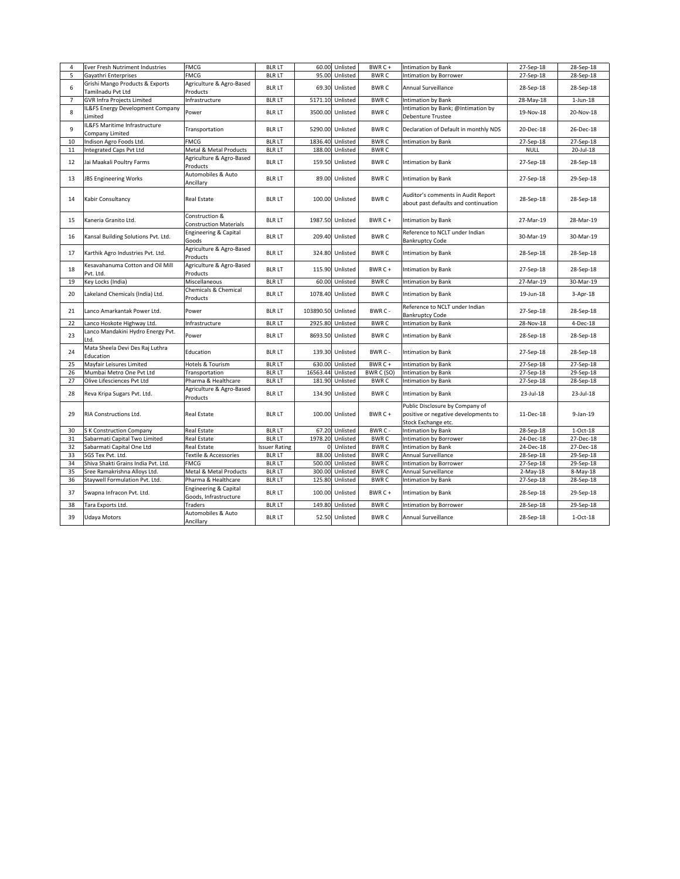| | | | | | | | | | |
|---|---|---|---|---|---|---|---|---|---|
| 4 | Ever Fresh Nutriment Industries | FMCG | BLR LT | 60.00 | Unlisted | BWR C + | Intimation by Bank | 27-Sep-18 | 28-Sep-18 |
| 5 | Gayathri Enterprises | FMCG | BLR LT | 95.00 | Unlisted | BWR C | Intimation by Borrower | 27-Sep-18 | 28-Sep-18 |
| 6 | Grishi Mango Products & Exports Tamilnadu Pvt Ltd | Agriculture & Agro-Based Products | BLR LT | 69.30 | Unlisted | BWR C | Annual Surveillance | 28-Sep-18 | 28-Sep-18 |
| 7 | GVR Infra Projects Limited | Infrastructure | BLR LT | 5171.10 | Unlisted | BWR C | Intimation by Bank | 28-May-18 | 1-Jun-18 |
| 8 | IL&FS Energy Development Company Limited | Power | BLR LT | 3500.00 | Unlisted | BWR C | Intimation by Bank; @Intimation by Debenture Trustee | 19-Nov-18 | 20-Nov-18 |
| 9 | IL&FS Maritime Infrastructure Company Limited | Transportation | BLR LT | 5290.00 | Unlisted | BWR C | Declaration of Default in monthly NDS | 20-Dec-18 | 26-Dec-18 |
| 10 | Indison Agro Foods Ltd. | FMCG | BLR LT | 1836.40 | Unlisted | BWR C | Intimation by Bank | 27-Sep-18 | 27-Sep-18 |
| 11 | Integrated Caps Pvt Ltd | Metal & Metal Products | BLR LT | 188.00 | Unlisted | BWR C | | NULL | 20-Jul-18 |
| 12 | Jai Maakali Poultry Farms | Agriculture & Agro-Based Products | BLR LT | 159.50 | Unlisted | BWR C | Intimation by Bank | 27-Sep-18 | 28-Sep-18 |
| 13 | JBS Engineering Works | Automobiles & Auto Ancillary | BLR LT | 89.00 | Unlisted | BWR C | Intimation by Bank | 27-Sep-18 | 29-Sep-18 |
| 14 | Kabir Consultancy | Real Estate | BLR LT | 100.00 | Unlisted | BWR C | Auditor's comments in Audit Report about past defaults and continuation | 28-Sep-18 | 28-Sep-18 |
| 15 | Kaneria Granito Ltd. | Construction & Construction Materials | BLR LT | 1987.50 | Unlisted | BWR C + | Intimation by Bank | 27-Mar-19 | 28-Mar-19 |
| 16 | Kansal Building Solutions Pvt. Ltd. | Engineering & Capital Goods | BLR LT | 209.40 | Unlisted | BWR C | Reference to NCLT under Indian Bankruptcy Code | 30-Mar-19 | 30-Mar-19 |
| 17 | Karthik Agro Industries Pvt. Ltd. | Agriculture & Agro-Based Products | BLR LT | 324.80 | Unlisted | BWR C | Intimation by Bank | 28-Sep-18 | 28-Sep-18 |
| 18 | Kesavahanuma Cotton and Oil Mill Pvt. Ltd. | Agriculture & Agro-Based Products | BLR LT | 115.90 | Unlisted | BWR C + | Intimation by Bank | 27-Sep-18 | 28-Sep-18 |
| 19 | Key Locks (India) | Miscellaneous | BLR LT | 60.00 | Unlisted | BWR C | Intimation by Bank | 27-Mar-19 | 30-Mar-19 |
| 20 | Lakeland Chemicals (India) Ltd. | Chemicals & Chemical Products | BLR LT | 1078.40 | Unlisted | BWR C | Intimation by Bank | 19-Jun-18 | 3-Apr-18 |
| 21 | Lanco Amarkantak Power Ltd. | Power | BLR LT | 103890.50 | Unlisted | BWR C - | Reference to NCLT under Indian Bankruptcy Code | 27-Sep-18 | 28-Sep-18 |
| 22 | Lanco Hoskote Highway Ltd. | Infrastructure | BLR LT | 2925.80 | Unlisted | BWR C | Intimation by Bank | 28-Nov-18 | 4-Dec-18 |
| 23 | Lanco Mandakini Hydro Energy Pvt. Ltd. | Power | BLR LT | 8693.50 | Unlisted | BWR C | Intimation by Bank | 28-Sep-18 | 28-Sep-18 |
| 24 | Mata Sheela Devi Des Raj Luthra Education | Education | BLR LT | 139.30 | Unlisted | BWR C - | Intimation by Bank | 27-Sep-18 | 28-Sep-18 |
| 25 | Mayfair Leisures Limited | Hotels & Tourism | BLR LT | 630.00 | Unlisted | BWR C + | Intimation by Bank | 27-Sep-18 | 27-Sep-18 |
| 26 | Mumbai Metro One Pvt Ltd | Transportation | BLR LT | 16563.44 | Unlisted | BWR C (SO) | Intimation by Bank | 27-Sep-18 | 29-Sep-18 |
| 27 | Olive Lifesciences Pvt Ltd | Pharma & Healthcare | BLR LT | 181.90 | Unlisted | BWR C | Intimation by Bank | 27-Sep-18 | 28-Sep-18 |
| 28 | Reva Kripa Sugars Pvt. Ltd. | Agriculture & Agro-Based Products | BLR LT | 134.90 | Unlisted | BWR C | Intimation by Bank | 23-Jul-18 | 23-Jul-18 |
| 29 | RIA Constructions Ltd. | Real Estate | BLR LT | 100.00 | Unlisted | BWR C + | Public Disclosure by Company of positive or negative developments to Stock Exchange etc. | 11-Dec-18 | 9-Jan-19 |
| 30 | S K Construction Company | Real Estate | BLR LT | 67.20 | Unlisted | BWR C - | Intimation by Bank | 28-Sep-18 | 1-Oct-18 |
| 31 | Sabarmati Capital Two Limited | Real Estate | BLR LT | 1978.20 | Unlisted | BWR C | Intimation by Borrower | 24-Dec-18 | 27-Dec-18 |
| 32 | Sabarmati Capital One Ltd | Real Estate | Issuer Rating | 0 | Unlisted | BWR C | Intimation by Bank | 24-Dec-18 | 27-Dec-18 |
| 33 | SGS Tex Pvt. Ltd. | Textile & Accessories | BLR LT | 88.00 | Unlisted | BWR C | Annual Surveillance | 28-Sep-18 | 29-Sep-18 |
| 34 | Shiva Shakti Grains India Pvt. Ltd. | FMCG | BLR LT | 500.00 | Unlisted | BWR C | Intimation by Borrower | 27-Sep-18 | 29-Sep-18 |
| 35 | Sree Ramakrishna Alloys Ltd. | Metal & Metal Products | BLR LT | 300.00 | Unlisted | BWR C | Annual Surveillance | 2-May-18 | 8-May-18 |
| 36 | Staywell Formulation Pvt. Ltd. | Pharma & Healthcare | BLR LT | 125.80 | Unlisted | BWR C | Intimation by Bank | 27-Sep-18 | 28-Sep-18 |
| 37 | Swapna Infracon Pvt. Ltd. | Engineering & Capital Goods, Infrastructure | BLR LT | 100.00 | Unlisted | BWR C + | Intimation by Bank | 28-Sep-18 | 29-Sep-18 |
| 38 | Tara Exports Ltd. | Traders | BLR LT | 149.80 | Unlisted | BWR C | Intimation by Borrower | 28-Sep-18 | 29-Sep-18 |
| 39 | Udaya Motors | Automobiles & Auto Ancillary | BLR LT | 52.50 | Unlisted | BWR C | Annual Surveillance | 28-Sep-18 | 1-Oct-18 |